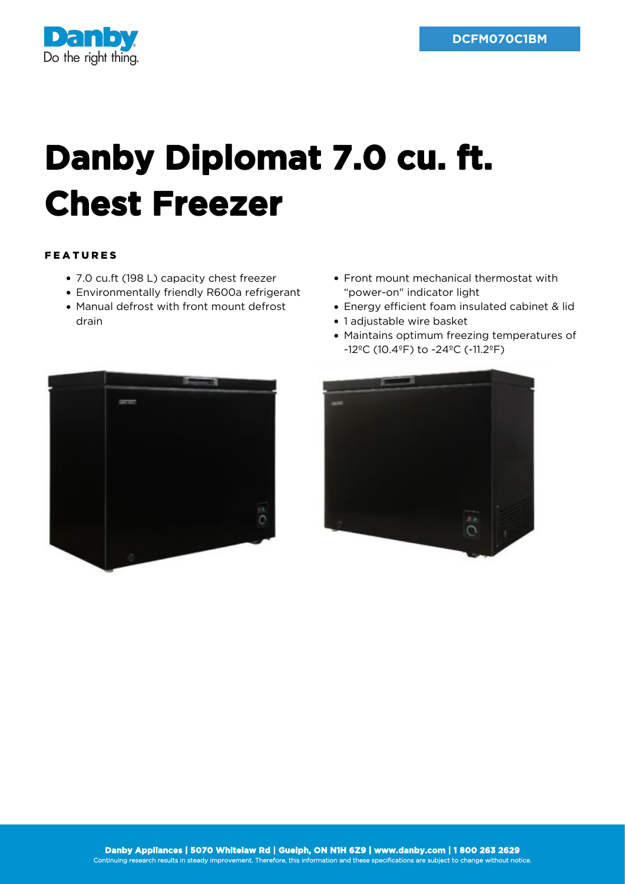DCFM070C1BM

# Danby Diplomat 7.0 cu. ft. Chest Freezer

## FEATURES

- 7.0 cu.ft (198 L) capacity chest freezer
- Environmentally friendly R600a refrigerant
- Manual defrost with front mount defrost drain
- Front mount mechanical thermostat with "power-on" indicator light
- Energy efficient foam insulated cabinet & lid
- 1 adjustable wire basket
- Maintains optimum freezing temperatures of -12ºC (10.4ºF) to -24ºC (-11.2ºF)

**Danby Appliances | 5070 Whitelaw Rd | Guelph, ON N1H 6Z9 | www.danby.com | 1 800 263 2629**

Continuing research results in steady improvement. Therefore, this information and these specifications are subject to change without notice.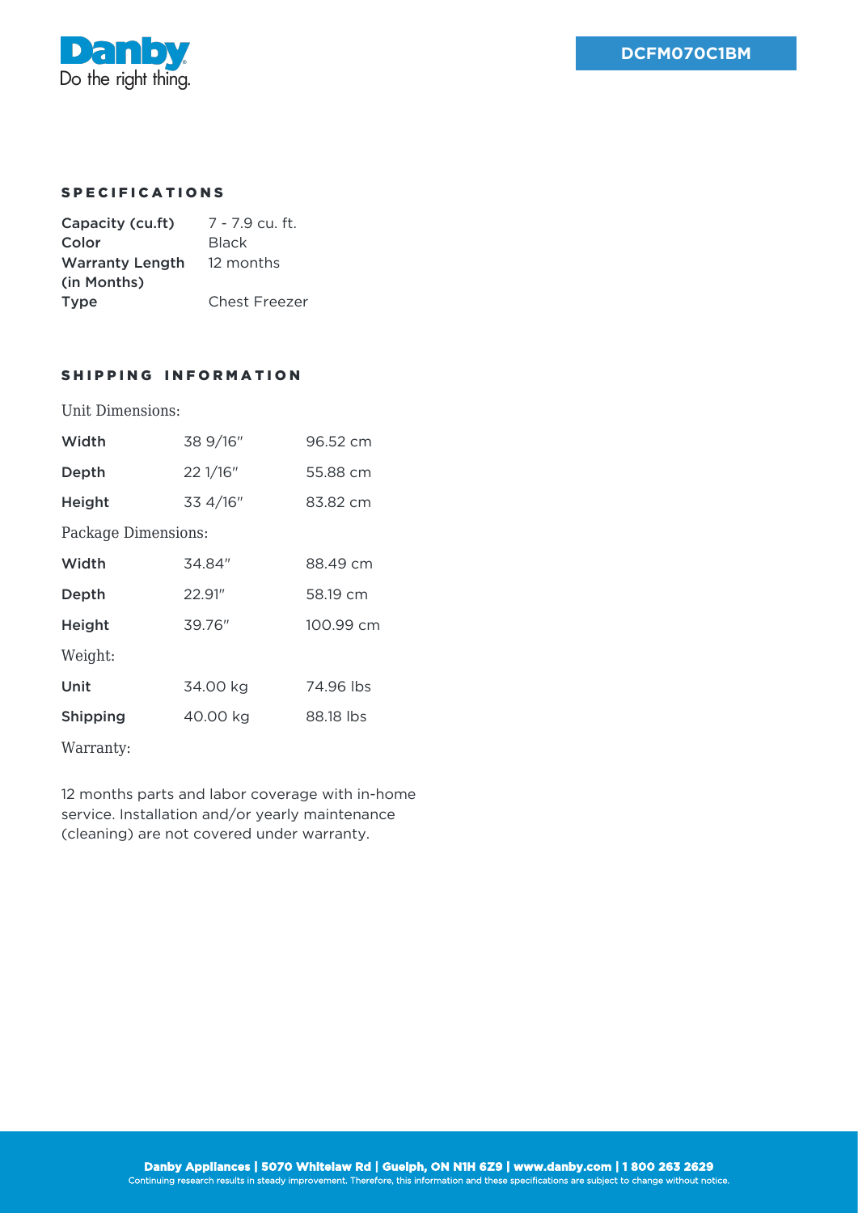DCFM070C1BM

## SPECIFICATIONS

| | |
|---|---|
| **Capacity (cu.ft)** | 7 - 7.9 cu. ft. |
| **Color** | Black |
| **Warranty Length (in Months)** | 12 months |
| **Type** | Chest Freezer |

## SHIPPING INFORMATION

Unit Dimensions:

| | | |
|---|---|---|
| **Width** | 38 9/16" | 96.52 cm |
| **Depth** | 22 1/16" | 55.88 cm |
| **Height** | 33 4/16" | 83.82 cm |

Package Dimensions:

| | | |
|---|---|---|
| **Width** | 34.84" | 88.49 cm |
| **Depth** | 22.91" | 58.19 cm |
| **Height** | 39.76" | 100.99 cm |

Weight:

| | | |
|---|---|---|
| **Unit** | 34.00 kg | 74.96 lbs |
| **Shipping** | 40.00 kg | 88.18 lbs |

Warranty:

12 months parts and labor coverage with in-home service. Installation and/or yearly maintenance (cleaning) are not covered under warranty.

**Danby Appliances | 5070 Whitelaw Rd | Guelph, ON N1H 6Z9 | www.danby.com | 1 800 263 2629**
Continuing research results in steady improvement. Therefore, this information and these specifications are subject to change without notice.